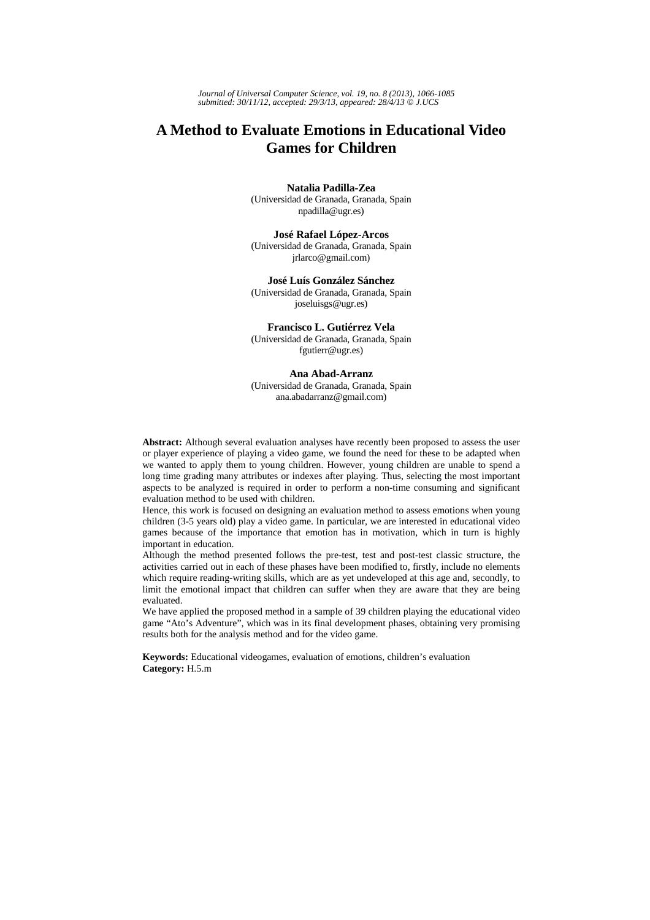*Journal of Universal Computer Science, vol. 19, no. 8 (2013), 1066-1085*
*submitted: 30/11/12, accepted: 29/3/13, appeared: 28/4/13 © J.UCS*

# A Method to Evaluate Emotions in Educational Video Games for Children

**Natalia Padilla-Zea**
(Universidad de Granada, Granada, Spain
npadilla@ugr.es)

**José Rafael López-Arcos**
(Universidad de Granada, Granada, Spain
jrlarco@gmail.com)

**José Luís González Sánchez**
(Universidad de Granada, Granada, Spain
joseluisgs@ugr.es)

**Francisco L. Gutiérrez Vela**
(Universidad de Granada, Granada, Spain
fgutierr@ugr.es)

**Ana Abad-Arranz**
(Universidad de Granada, Granada, Spain
ana.abadarranz@gmail.com)

**Abstract:** Although several evaluation analyses have recently been proposed to assess the user or player experience of playing a video game, we found the need for these to be adapted when we wanted to apply them to young children. However, young children are unable to spend a long time grading many attributes or indexes after playing. Thus, selecting the most important aspects to be analyzed is required in order to perform a non-time consuming and significant evaluation method to be used with children.

Hence, this work is focused on designing an evaluation method to assess emotions when young children (3-5 years old) play a video game. In particular, we are interested in educational video games because of the importance that emotion has in motivation, which in turn is highly important in education.

Although the method presented follows the pre-test, test and post-test classic structure, the activities carried out in each of these phases have been modified to, firstly, include no elements which require reading-writing skills, which are as yet undeveloped at this age and, secondly, to limit the emotional impact that children can suffer when they are aware that they are being evaluated.

We have applied the proposed method in a sample of 39 children playing the educational video game "Ato's Adventure", which was in its final development phases, obtaining very promising results both for the analysis method and for the video game.

**Keywords:** Educational videogames, evaluation of emotions, children's evaluation
**Category:** H.5.m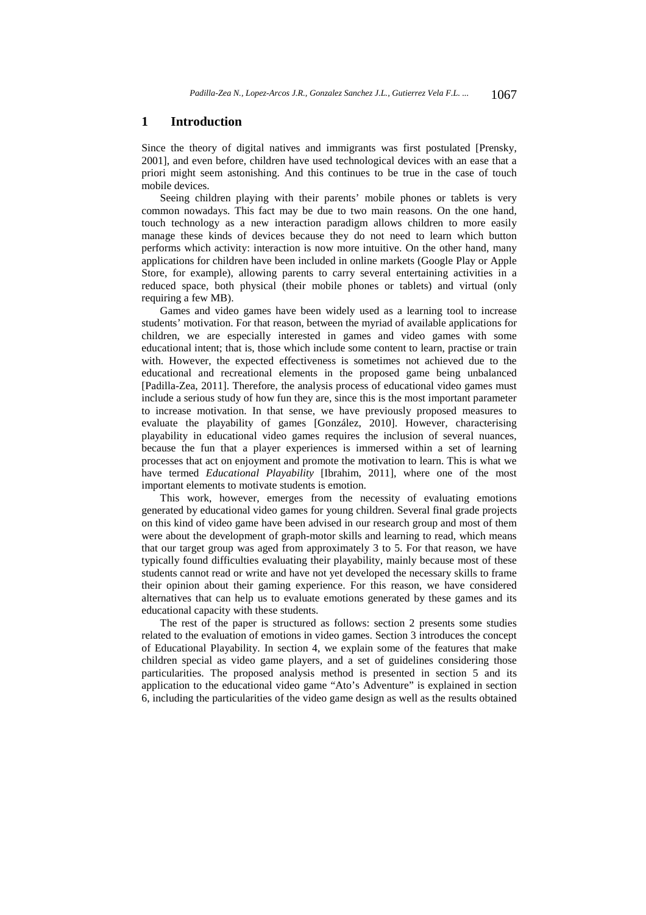## 1 Introduction

Since the theory of digital natives and immigrants was first postulated [Prensky, 2001], and even before, children have used technological devices with an ease that a priori might seem astonishing. And this continues to be true in the case of touch mobile devices.

Seeing children playing with their parents' mobile phones or tablets is very common nowadays. This fact may be due to two main reasons. On the one hand, touch technology as a new interaction paradigm allows children to more easily manage these kinds of devices because they do not need to learn which button performs which activity: interaction is now more intuitive. On the other hand, many applications for children have been included in online markets (Google Play or Apple Store, for example), allowing parents to carry several entertaining activities in a reduced space, both physical (their mobile phones or tablets) and virtual (only requiring a few MB).

Games and video games have been widely used as a learning tool to increase students' motivation. For that reason, between the myriad of available applications for children, we are especially interested in games and video games with some educational intent; that is, those which include some content to learn, practise or train with. However, the expected effectiveness is sometimes not achieved due to the educational and recreational elements in the proposed game being unbalanced [Padilla-Zea, 2011]. Therefore, the analysis process of educational video games must include a serious study of how fun they are, since this is the most important parameter to increase motivation. In that sense, we have previously proposed measures to evaluate the playability of games [González, 2010]. However, characterising playability in educational video games requires the inclusion of several nuances, because the fun that a player experiences is immersed within a set of learning processes that act on enjoyment and promote the motivation to learn. This is what we have termed *Educational Playability* [Ibrahim, 2011], where one of the most important elements to motivate students is emotion.

This work, however, emerges from the necessity of evaluating emotions generated by educational video games for young children. Several final grade projects on this kind of video game have been advised in our research group and most of them were about the development of graph-motor skills and learning to read, which means that our target group was aged from approximately 3 to 5. For that reason, we have typically found difficulties evaluating their playability, mainly because most of these students cannot read or write and have not yet developed the necessary skills to frame their opinion about their gaming experience. For this reason, we have considered alternatives that can help us to evaluate emotions generated by these games and its educational capacity with these students.

The rest of the paper is structured as follows: section 2 presents some studies related to the evaluation of emotions in video games. Section 3 introduces the concept of Educational Playability. In section 4, we explain some of the features that make children special as video game players, and a set of guidelines considering those particularities. The proposed analysis method is presented in section 5 and its application to the educational video game "Ato's Adventure" is explained in section 6, including the particularities of the video game design as well as the results obtained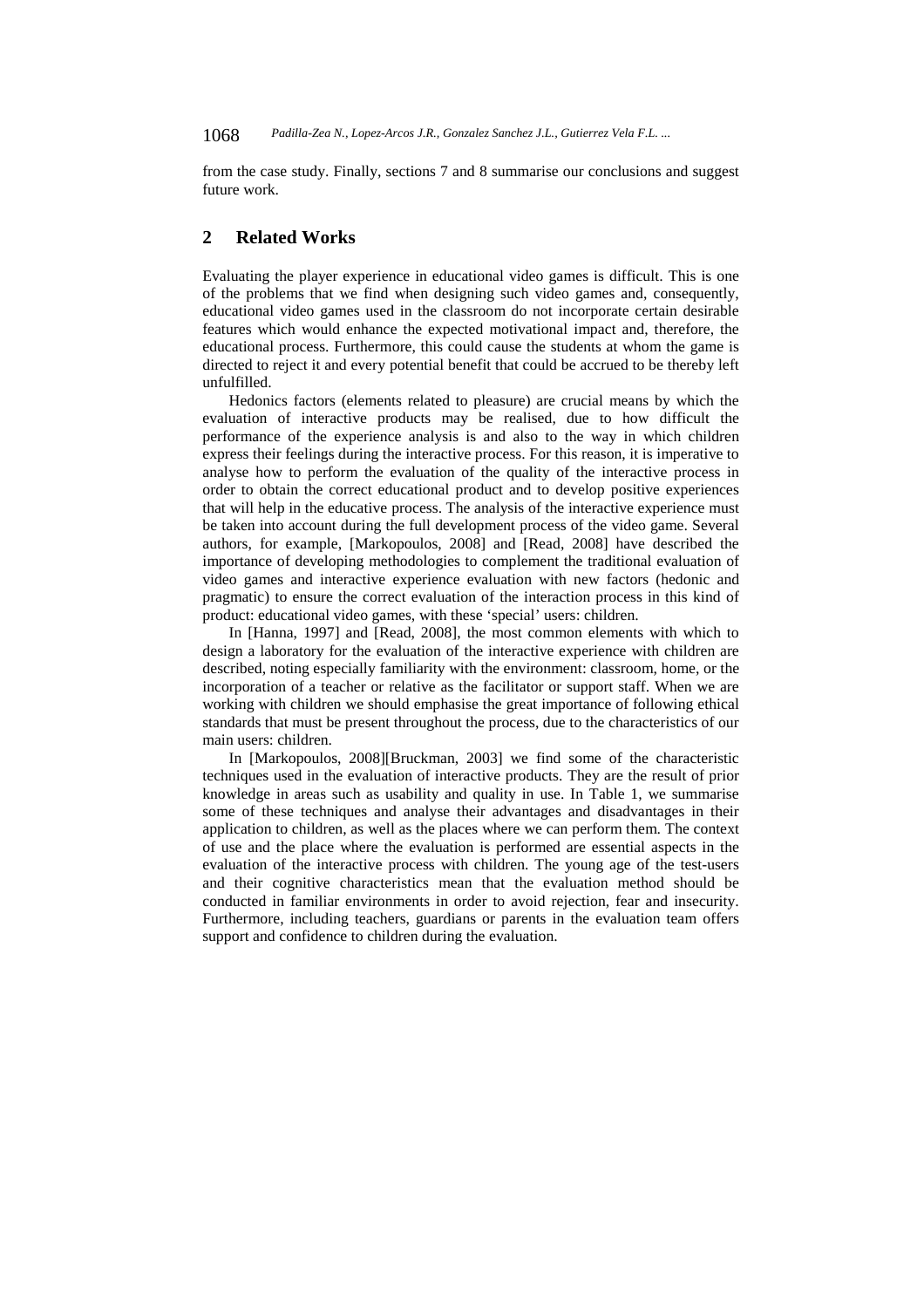from the case study. Finally, sections 7 and 8 summarise our conclusions and suggest future work.

## 2 Related Works

Evaluating the player experience in educational video games is difficult. This is one of the problems that we find when designing such video games and, consequently, educational video games used in the classroom do not incorporate certain desirable features which would enhance the expected motivational impact and, therefore, the educational process. Furthermore, this could cause the students at whom the game is directed to reject it and every potential benefit that could be accrued to be thereby left unfulfilled.

Hedonics factors (elements related to pleasure) are crucial means by which the evaluation of interactive products may be realised, due to how difficult the performance of the experience analysis is and also to the way in which children express their feelings during the interactive process. For this reason, it is imperative to analyse how to perform the evaluation of the quality of the interactive process in order to obtain the correct educational product and to develop positive experiences that will help in the educative process. The analysis of the interactive experience must be taken into account during the full development process of the video game. Several authors, for example, [Markopoulos, 2008] and [Read, 2008] have described the importance of developing methodologies to complement the traditional evaluation of video games and interactive experience evaluation with new factors (hedonic and pragmatic) to ensure the correct evaluation of the interaction process in this kind of product: educational video games, with these 'special' users: children.

In [Hanna, 1997] and [Read, 2008], the most common elements with which to design a laboratory for the evaluation of the interactive experience with children are described, noting especially familiarity with the environment: classroom, home, or the incorporation of a teacher or relative as the facilitator or support staff. When we are working with children we should emphasise the great importance of following ethical standards that must be present throughout the process, due to the characteristics of our main users: children.

In [Markopoulos, 2008][Bruckman, 2003] we find some of the characteristic techniques used in the evaluation of interactive products. They are the result of prior knowledge in areas such as usability and quality in use. In Table 1, we summarise some of these techniques and analyse their advantages and disadvantages in their application to children, as well as the places where we can perform them. The context of use and the place where the evaluation is performed are essential aspects in the evaluation of the interactive process with children. The young age of the test-users and their cognitive characteristics mean that the evaluation method should be conducted in familiar environments in order to avoid rejection, fear and insecurity. Furthermore, including teachers, guardians or parents in the evaluation team offers support and confidence to children during the evaluation.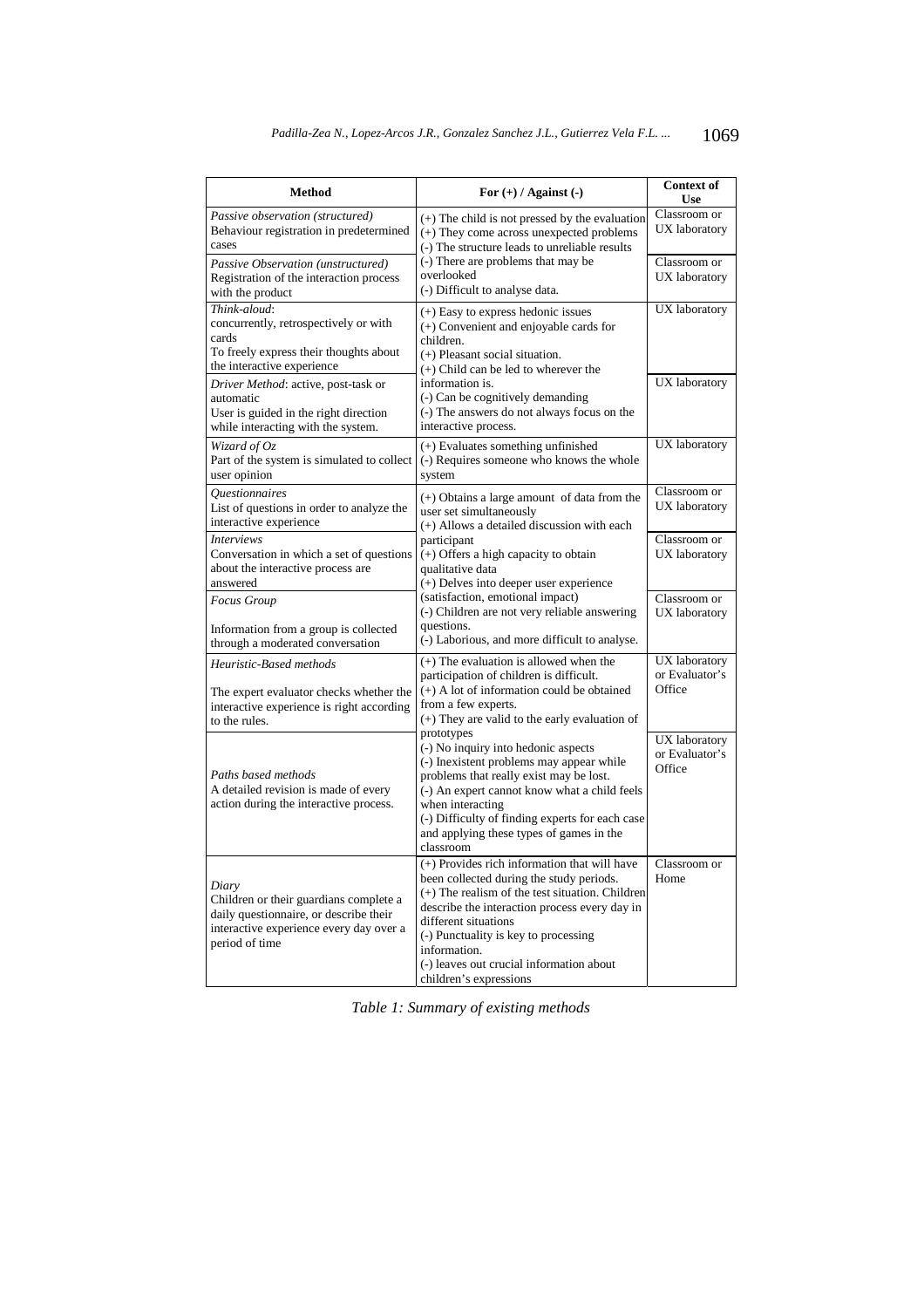| Method | For (+) / Against (-) | Context of Use |
|---|---|---|
| *Passive observation (structured)* Behaviour registration in predetermined cases | (+) The child is not pressed by the evaluation (+) They come across unexpected problems (-) The structure leads to unreliable results (-) There are problems that may be overlooked (-) Difficult to analyse data. | Classroom or UX laboratory |
| *Passive Observation (unstructured)* Registration of the interaction process with the product | | Classroom or UX laboratory |
| *Think-aloud*: concurrently, retrospectively or with cards To freely express their thoughts about the interactive experience | (+) Easy to express hedonic issues (+) Convenient and enjoyable cards for children. (+) Pleasant social situation. (+) Child can be led to wherever the information is. (-) Can be cognitively demanding (-) The answers do not always focus on the interactive process. | UX laboratory |
| *Driver Method*: active, post-task or automatic User is guided in the right direction while interacting with the system. | | UX laboratory |
| *Wizard of Oz* Part of the system is simulated to collect user opinion | (+) Evaluates something unfinished (-) Requires someone who knows the whole system | UX laboratory |
| *Questionnaires* List of questions in order to analyze the interactive experience | (+) Obtains a large amount of data from the user set simultaneously (+) Allows a detailed discussion with each participant (+) Offers a high capacity to obtain qualitative data (+) Delves into deeper user experience (satisfaction, emotional impact) (-) Children are not very reliable answering questions. (-) Laborious, and more difficult to analyse. | Classroom or UX laboratory |
| *Interviews* Conversation in which a set of questions about the interactive process are answered | | Classroom or UX laboratory |
| *Focus Group* Information from a group is collected through a moderated conversation | | Classroom or UX laboratory |
| *Heuristic-Based methods* The expert evaluator checks whether the interactive experience is right according to the rules. | (+) The evaluation is allowed when the participation of children is difficult. (+) A lot of information could be obtained from a few experts. (+) They are valid to the early evaluation of prototypes (-) No inquiry into hedonic aspects (-) Inexistent problems may appear while problems that really exist may be lost. (-) An expert cannot know what a child feels when interacting (-) Difficulty of finding experts for each case and applying these types of games in the classroom | UX laboratory or Evaluator's Office |
| *Paths based methods* A detailed revision is made of every action during the interactive process. | | UX laboratory or Evaluator's Office |
| *Diary* Children or their guardians complete a daily questionnaire, or describe their interactive experience every day over a period of time | (+) Provides rich information that will have been collected during the study periods. (+) The realism of the test situation. Children describe the interaction process every day in different situations (-) Punctuality is key to processing information. (-) leaves out crucial information about children's expressions | Classroom or Home |

*Table 1: Summary of existing methods*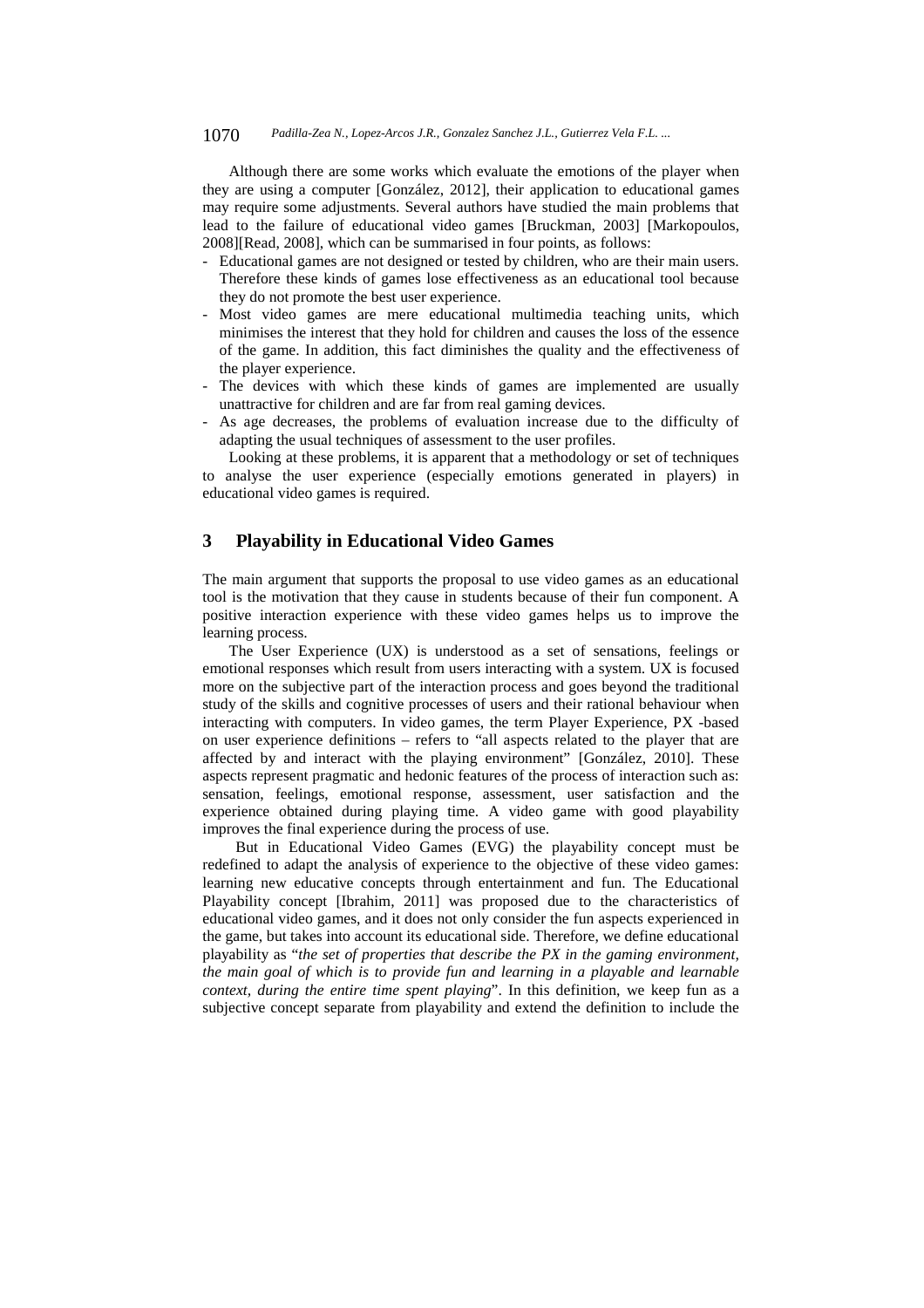Although there are some works which evaluate the emotions of the player when they are using a computer [González, 2012], their application to educational games may require some adjustments. Several authors have studied the main problems that lead to the failure of educational video games [Bruckman, 2003] [Markopoulos, 2008][Read, 2008], which can be summarised in four points, as follows:

- Educational games are not designed or tested by children, who are their main users. Therefore these kinds of games lose effectiveness as an educational tool because they do not promote the best user experience.
- Most video games are mere educational multimedia teaching units, which minimises the interest that they hold for children and causes the loss of the essence of the game. In addition, this fact diminishes the quality and the effectiveness of the player experience.
- The devices with which these kinds of games are implemented are usually unattractive for children and are far from real gaming devices.
- As age decreases, the problems of evaluation increase due to the difficulty of adapting the usual techniques of assessment to the user profiles.

Looking at these problems, it is apparent that a methodology or set of techniques to analyse the user experience (especially emotions generated in players) in educational video games is required.

## 3 Playability in Educational Video Games

The main argument that supports the proposal to use video games as an educational tool is the motivation that they cause in students because of their fun component. A positive interaction experience with these video games helps us to improve the learning process.

The User Experience (UX) is understood as a set of sensations, feelings or emotional responses which result from users interacting with a system. UX is focused more on the subjective part of the interaction process and goes beyond the traditional study of the skills and cognitive processes of users and their rational behaviour when interacting with computers. In video games, the term Player Experience, PX -based on user experience definitions – refers to "all aspects related to the player that are affected by and interact with the playing environment" [González, 2010]. These aspects represent pragmatic and hedonic features of the process of interaction such as: sensation, feelings, emotional response, assessment, user satisfaction and the experience obtained during playing time. A video game with good playability improves the final experience during the process of use.

But in Educational Video Games (EVG) the playability concept must be redefined to adapt the analysis of experience to the objective of these video games: learning new educative concepts through entertainment and fun. The Educational Playability concept [Ibrahim, 2011] was proposed due to the characteristics of educational video games, and it does not only consider the fun aspects experienced in the game, but takes into account its educational side. Therefore, we define educational playability as "*the set of properties that describe the PX in the gaming environment, the main goal of which is to provide fun and learning in a playable and learnable context, during the entire time spent playing*". In this definition, we keep fun as a subjective concept separate from playability and extend the definition to include the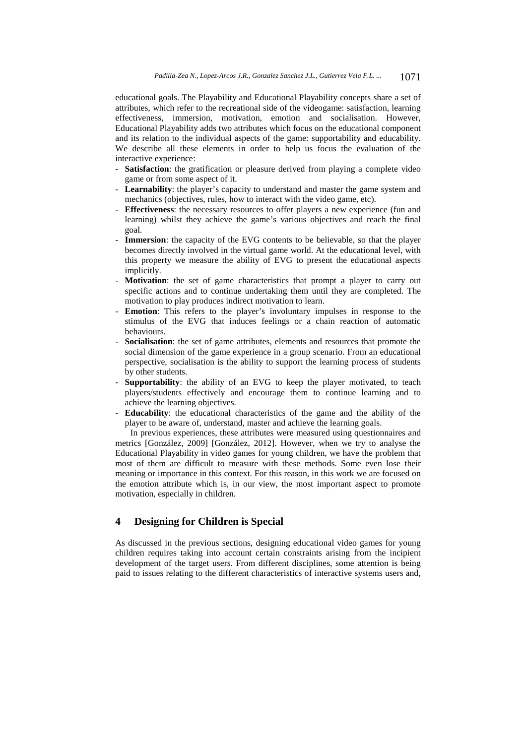educational goals. The Playability and Educational Playability concepts share a set of attributes, which refer to the recreational side of the videogame: satisfaction, learning effectiveness, immersion, motivation, emotion and socialisation. However, Educational Playability adds two attributes which focus on the educational component and its relation to the individual aspects of the game: supportability and educability. We describe all these elements in order to help us focus the evaluation of the interactive experience:

- **Satisfaction**: the gratification or pleasure derived from playing a complete video game or from some aspect of it.
- **Learnability**: the player's capacity to understand and master the game system and mechanics (objectives, rules, how to interact with the video game, etc).
- **Effectiveness**: the necessary resources to offer players a new experience (fun and learning) whilst they achieve the game's various objectives and reach the final goal.
- **Immersion**: the capacity of the EVG contents to be believable, so that the player becomes directly involved in the virtual game world. At the educational level, with this property we measure the ability of EVG to present the educational aspects implicitly.
- **Motivation**: the set of game characteristics that prompt a player to carry out specific actions and to continue undertaking them until they are completed. The motivation to play produces indirect motivation to learn.
- **Emotion**: This refers to the player's involuntary impulses in response to the stimulus of the EVG that induces feelings or a chain reaction of automatic behaviours.
- **Socialisation**: the set of game attributes, elements and resources that promote the social dimension of the game experience in a group scenario. From an educational perspective, socialisation is the ability to support the learning process of students by other students.
- **Supportability**: the ability of an EVG to keep the player motivated, to teach players/students effectively and encourage them to continue learning and to achieve the learning objectives.
- **Educability**: the educational characteristics of the game and the ability of the player to be aware of, understand, master and achieve the learning goals.

In previous experiences, these attributes were measured using questionnaires and metrics [González, 2009] [González, 2012]. However, when we try to analyse the Educational Playability in video games for young children, we have the problem that most of them are difficult to measure with these methods. Some even lose their meaning or importance in this context. For this reason, in this work we are focused on the emotion attribute which is, in our view, the most important aspect to promote motivation, especially in children.

## 4 Designing for Children is Special

As discussed in the previous sections, designing educational video games for young children requires taking into account certain constraints arising from the incipient development of the target users. From different disciplines, some attention is being paid to issues relating to the different characteristics of interactive systems users and,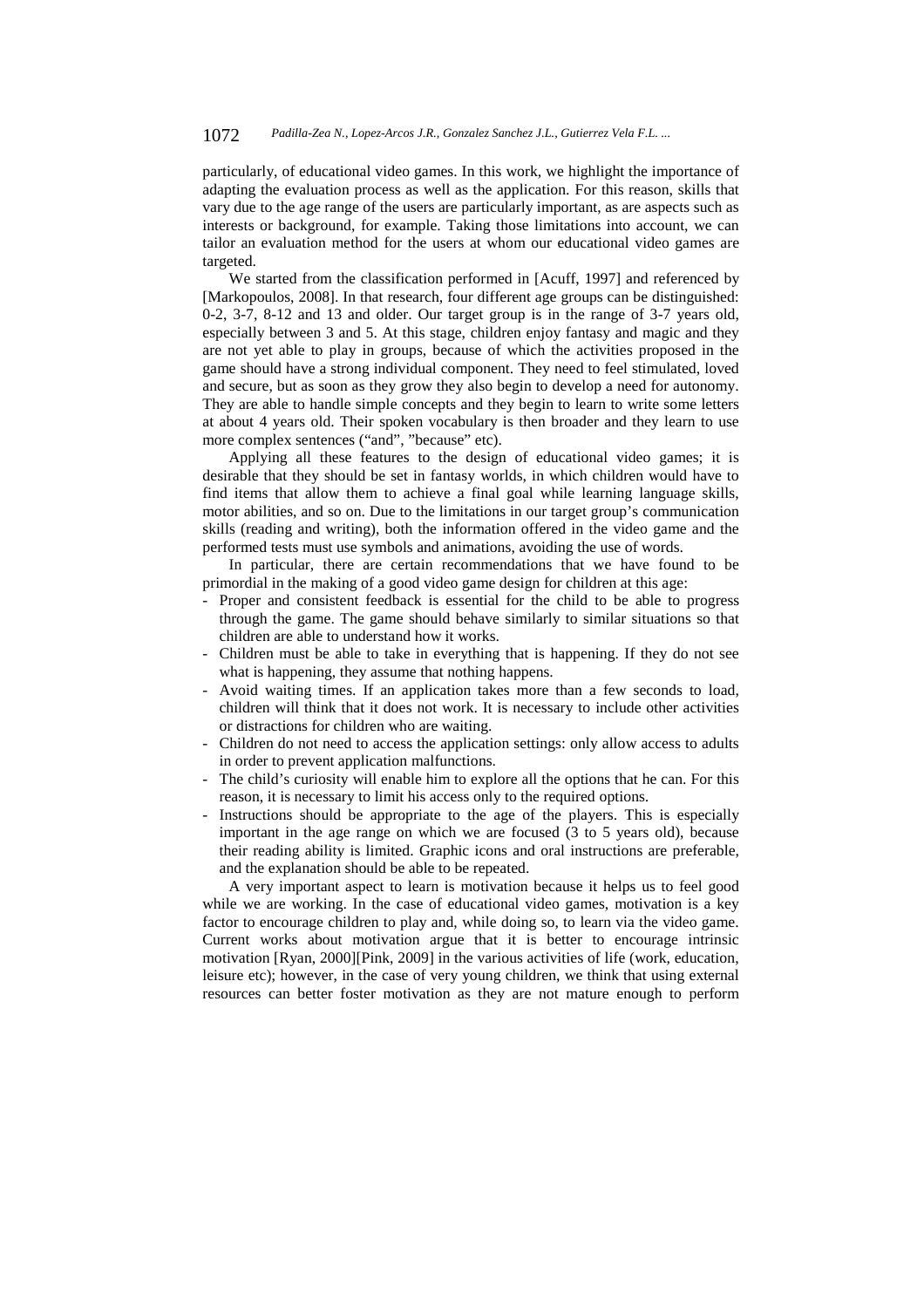particularly, of educational video games. In this work, we highlight the importance of adapting the evaluation process as well as the application. For this reason, skills that vary due to the age range of the users are particularly important, as are aspects such as interests or background, for example. Taking those limitations into account, we can tailor an evaluation method for the users at whom our educational video games are targeted.

We started from the classification performed in [Acuff, 1997] and referenced by [Markopoulos, 2008]. In that research, four different age groups can be distinguished: 0-2, 3-7, 8-12 and 13 and older. Our target group is in the range of 3-7 years old, especially between 3 and 5. At this stage, children enjoy fantasy and magic and they are not yet able to play in groups, because of which the activities proposed in the game should have a strong individual component. They need to feel stimulated, loved and secure, but as soon as they grow they also begin to develop a need for autonomy. They are able to handle simple concepts and they begin to learn to write some letters at about 4 years old. Their spoken vocabulary is then broader and they learn to use more complex sentences ("and", "because" etc).

Applying all these features to the design of educational video games; it is desirable that they should be set in fantasy worlds, in which children would have to find items that allow them to achieve a final goal while learning language skills, motor abilities, and so on. Due to the limitations in our target group's communication skills (reading and writing), both the information offered in the video game and the performed tests must use symbols and animations, avoiding the use of words.

In particular, there are certain recommendations that we have found to be primordial in the making of a good video game design for children at this age:

- Proper and consistent feedback is essential for the child to be able to progress through the game. The game should behave similarly to similar situations so that children are able to understand how it works.
- Children must be able to take in everything that is happening. If they do not see what is happening, they assume that nothing happens.
- Avoid waiting times. If an application takes more than a few seconds to load, children will think that it does not work. It is necessary to include other activities or distractions for children who are waiting.
- Children do not need to access the application settings: only allow access to adults in order to prevent application malfunctions.
- The child's curiosity will enable him to explore all the options that he can. For this reason, it is necessary to limit his access only to the required options.
- Instructions should be appropriate to the age of the players. This is especially important in the age range on which we are focused (3 to 5 years old), because their reading ability is limited. Graphic icons and oral instructions are preferable, and the explanation should be able to be repeated.

A very important aspect to learn is motivation because it helps us to feel good while we are working. In the case of educational video games, motivation is a key factor to encourage children to play and, while doing so, to learn via the video game. Current works about motivation argue that it is better to encourage intrinsic motivation [Ryan, 2000][Pink, 2009] in the various activities of life (work, education, leisure etc); however, in the case of very young children, we think that using external resources can better foster motivation as they are not mature enough to perform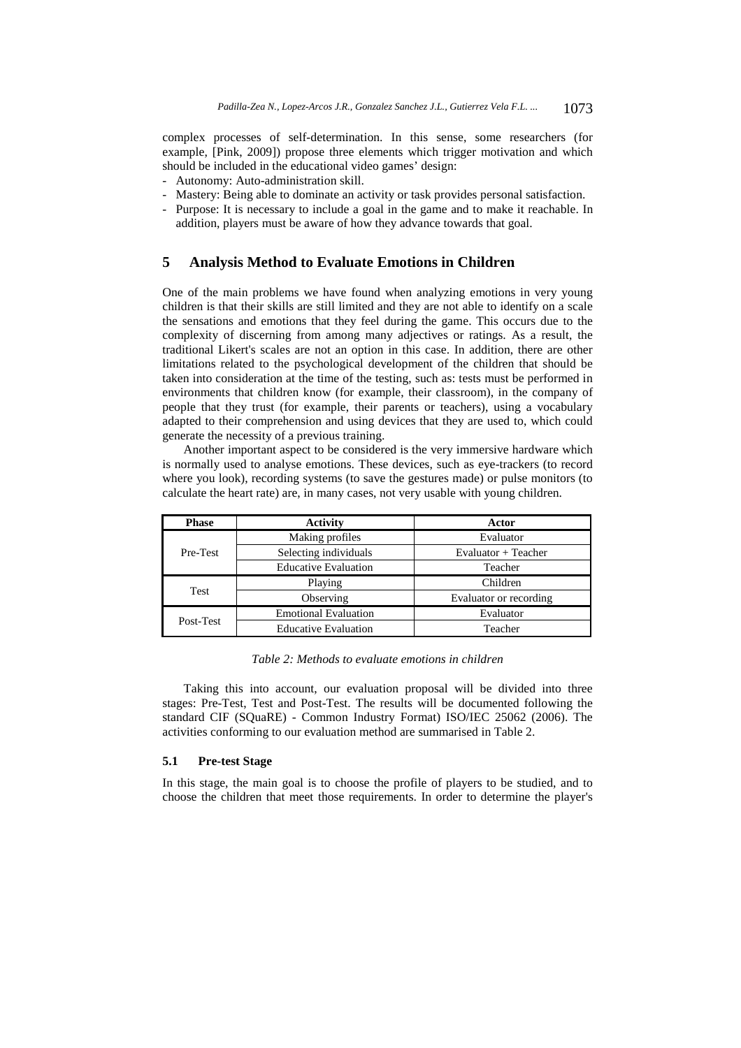complex processes of self-determination. In this sense, some researchers (for example, [Pink, 2009]) propose three elements which trigger motivation and which should be included in the educational video games' design:

- Autonomy: Auto-administration skill.
- Mastery: Being able to dominate an activity or task provides personal satisfaction.
- Purpose: It is necessary to include a goal in the game and to make it reachable. In addition, players must be aware of how they advance towards that goal.

## 5 Analysis Method to Evaluate Emotions in Children

One of the main problems we have found when analyzing emotions in very young children is that their skills are still limited and they are not able to identify on a scale the sensations and emotions that they feel during the game. This occurs due to the complexity of discerning from among many adjectives or ratings. As a result, the traditional Likert's scales are not an option in this case. In addition, there are other limitations related to the psychological development of the children that should be taken into consideration at the time of the testing, such as: tests must be performed in environments that children know (for example, their classroom), in the company of people that they trust (for example, their parents or teachers), using a vocabulary adapted to their comprehension and using devices that they are used to, which could generate the necessity of a previous training.

Another important aspect to be considered is the very immersive hardware which is normally used to analyse emotions. These devices, such as eye-trackers (to record where you look), recording systems (to save the gestures made) or pulse monitors (to calculate the heart rate) are, in many cases, not very usable with young children.

| Phase | Activity | Actor |
|---|---|---|
| Pre-Test | Making profiles | Evaluator |
| | Selecting individuals | Evaluator + Teacher |
| | Educative Evaluation | Teacher |
| Test | Playing | Children |
| | Observing | Evaluator or recording |
| Post-Test | Emotional Evaluation | Evaluator |
| | Educative Evaluation | Teacher |

*Table 2: Methods to evaluate emotions in children*

Taking this into account, our evaluation proposal will be divided into three stages: Pre-Test, Test and Post-Test. The results will be documented following the standard CIF (SQuaRE) - Common Industry Format) ISO/IEC 25062 (2006). The activities conforming to our evaluation method are summarised in Table 2.

### 5.1 Pre-test Stage

In this stage, the main goal is to choose the profile of players to be studied, and to choose the children that meet those requirements. In order to determine the player's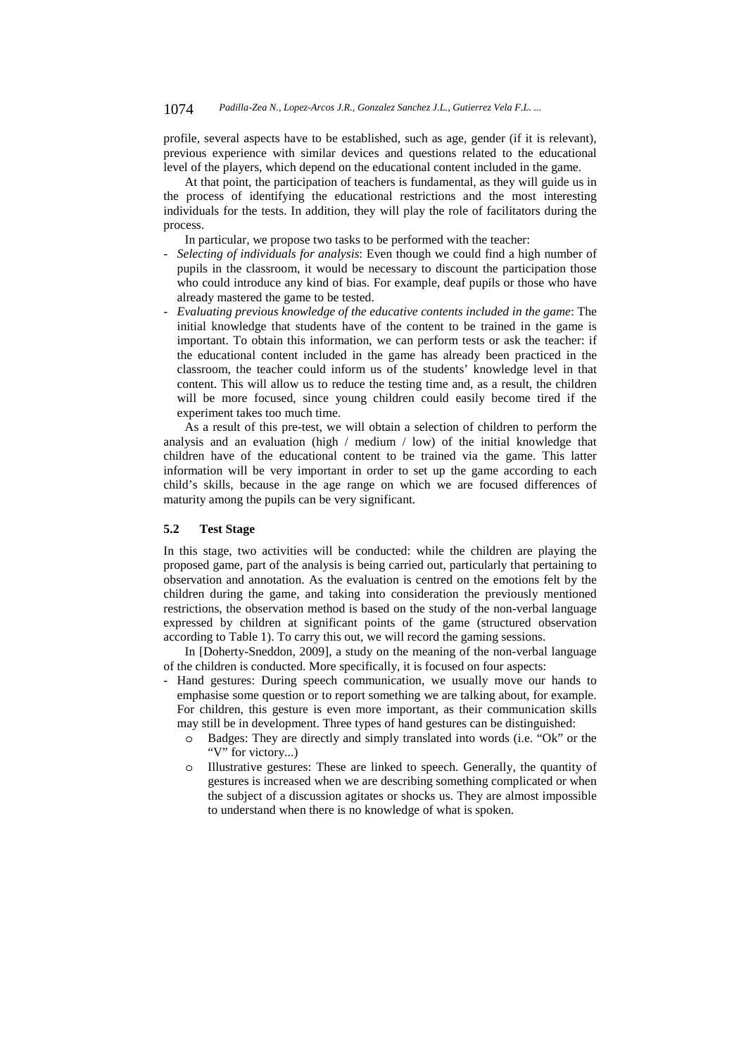profile, several aspects have to be established, such as age, gender (if it is relevant), previous experience with similar devices and questions related to the educational level of the players, which depend on the educational content included in the game.

At that point, the participation of teachers is fundamental, as they will guide us in the process of identifying the educational restrictions and the most interesting individuals for the tests. In addition, they will play the role of facilitators during the process.

In particular, we propose two tasks to be performed with the teacher:

- *Selecting of individuals for analysis*: Even though we could find a high number of pupils in the classroom, it would be necessary to discount the participation those who could introduce any kind of bias. For example, deaf pupils or those who have already mastered the game to be tested.
- *Evaluating previous knowledge of the educative contents included in the game*: The initial knowledge that students have of the content to be trained in the game is important. To obtain this information, we can perform tests or ask the teacher: if the educational content included in the game has already been practiced in the classroom, the teacher could inform us of the students' knowledge level in that content. This will allow us to reduce the testing time and, as a result, the children will be more focused, since young children could easily become tired if the experiment takes too much time.

As a result of this pre-test, we will obtain a selection of children to perform the analysis and an evaluation (high / medium / low) of the initial knowledge that children have of the educational content to be trained via the game. This latter information will be very important in order to set up the game according to each child's skills, because in the age range on which we are focused differences of maturity among the pupils can be very significant.

### 5.2 Test Stage

In this stage, two activities will be conducted: while the children are playing the proposed game, part of the analysis is being carried out, particularly that pertaining to observation and annotation. As the evaluation is centred on the emotions felt by the children during the game, and taking into consideration the previously mentioned restrictions, the observation method is based on the study of the non-verbal language expressed by children at significant points of the game (structured observation according to Table 1). To carry this out, we will record the gaming sessions.

In [Doherty-Sneddon, 2009], a study on the meaning of the non-verbal language of the children is conducted. More specifically, it is focused on four aspects:

- Hand gestures: During speech communication, we usually move our hands to emphasise some question or to report something we are talking about, for example. For children, this gesture is even more important, as their communication skills may still be in development. Three types of hand gestures can be distinguished:
    - Badges: They are directly and simply translated into words (i.e. "Ok" or the "V" for victory...)
    - Illustrative gestures: These are linked to speech. Generally, the quantity of gestures is increased when we are describing something complicated or when the subject of a discussion agitates or shocks us. They are almost impossible to understand when there is no knowledge of what is spoken.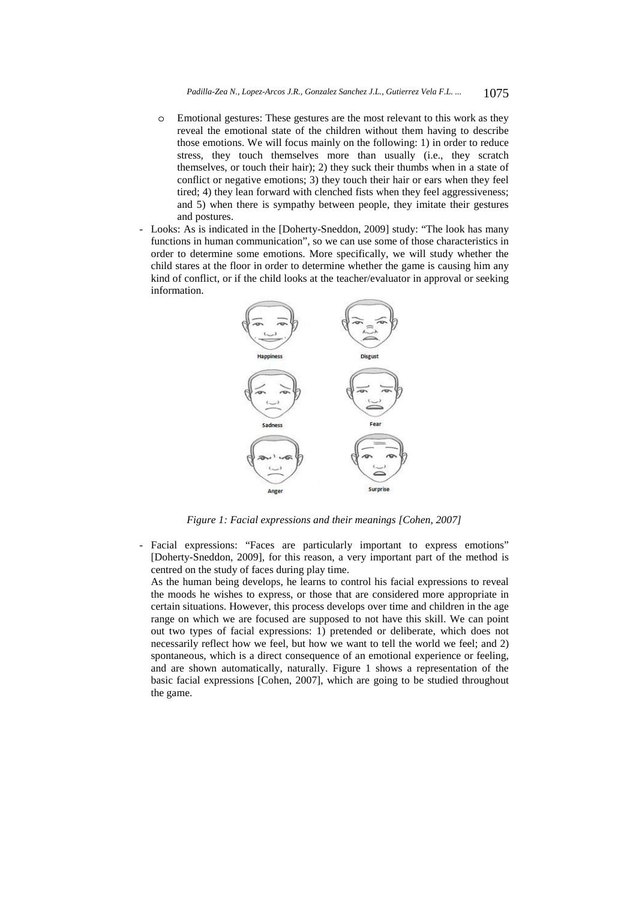- Emotional gestures: These gestures are the most relevant to this work as they reveal the emotional state of the children without them having to describe those emotions. We will focus mainly on the following: 1) in order to reduce stress, they touch themselves more than usually (i.e., they scratch themselves, or touch their hair); 2) they suck their thumbs when in a state of conflict or negative emotions; 3) they touch their hair or ears when they feel tired; 4) they lean forward with clenched fists when they feel aggressiveness; and 5) when there is sympathy between people, they imitate their gestures and postures.

- Looks: As is indicated in the [Doherty-Sneddon, 2009] study: "The look has many functions in human communication", so we can use some of those characteristics in order to determine some emotions. More specifically, we will study whether the child stares at the floor in order to determine whether the game is causing him any kind of conflict, or if the child looks at the teacher/evaluator in approval or seeking information.

*Figure 1: Facial expressions and their meanings [Cohen, 2007]*

- Facial expressions: "Faces are particularly important to express emotions" [Doherty-Sneddon, 2009], for this reason, a very important part of the method is centred on the study of faces during play time.

  As the human being develops, he learns to control his facial expressions to reveal the moods he wishes to express, or those that are considered more appropriate in certain situations. However, this process develops over time and children in the age range on which we are focused are supposed to not have this skill. We can point out two types of facial expressions: 1) pretended or deliberate, which does not necessarily reflect how we feel, but how we want to tell the world we feel; and 2) spontaneous, which is a direct consequence of an emotional experience or feeling, and are shown automatically, naturally. Figure 1 shows a representation of the basic facial expressions [Cohen, 2007], which are going to be studied throughout the game.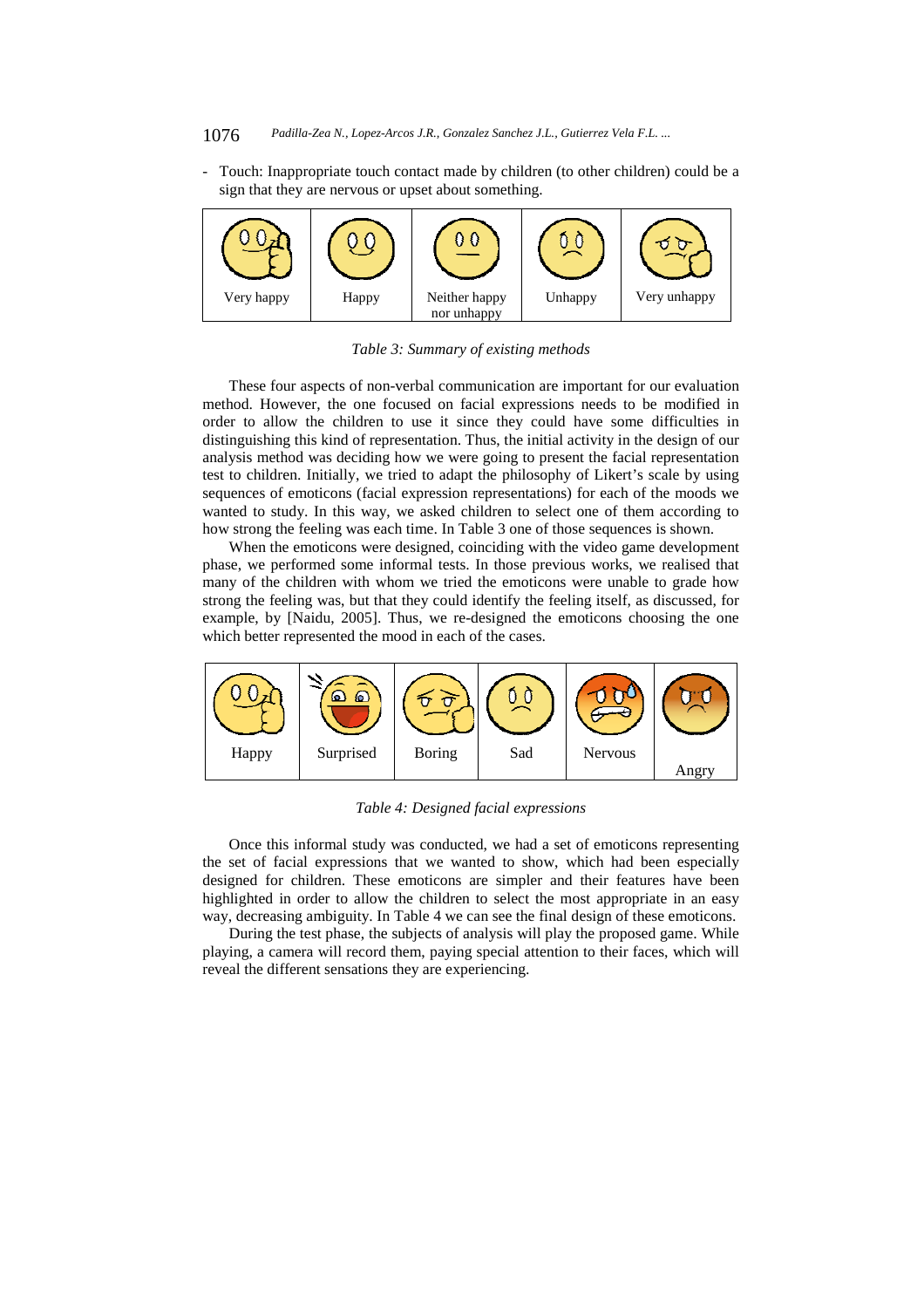- Touch: Inappropriate touch contact made by children (to other children) could be a sign that they are nervous or upset about something.

| Very happy | Happy | Neither happy nor unhappy | Unhappy | Very unhappy |
|---|---|---|---|---|

*Table 3: Summary of existing methods*

These four aspects of non-verbal communication are important for our evaluation method. However, the one focused on facial expressions needs to be modified in order to allow the children to use it since they could have some difficulties in distinguishing this kind of representation. Thus, the initial activity in the design of our analysis method was deciding how we were going to present the facial representation test to children. Initially, we tried to adapt the philosophy of Likert's scale by using sequences of emoticons (facial expression representations) for each of the moods we wanted to study. In this way, we asked children to select one of them according to how strong the feeling was each time. In Table 3 one of those sequences is shown.

When the emoticons were designed, coinciding with the video game development phase, we performed some informal tests. In those previous works, we realised that many of the children with whom we tried the emoticons were unable to grade how strong the feeling was, but that they could identify the feeling itself, as discussed, for example, by [Naidu, 2005]. Thus, we re-designed the emoticons choosing the one which better represented the mood in each of the cases.

| Happy | Surprised | Boring | Sad | Nervous | Angry |
|---|---|---|---|---|---|

*Table 4: Designed facial expressions*

Once this informal study was conducted, we had a set of emoticons representing the set of facial expressions that we wanted to show, which had been especially designed for children. These emoticons are simpler and their features have been highlighted in order to allow the children to select the most appropriate in an easy way, decreasing ambiguity. In Table 4 we can see the final design of these emoticons.

During the test phase, the subjects of analysis will play the proposed game. While playing, a camera will record them, paying special attention to their faces, which will reveal the different sensations they are experiencing.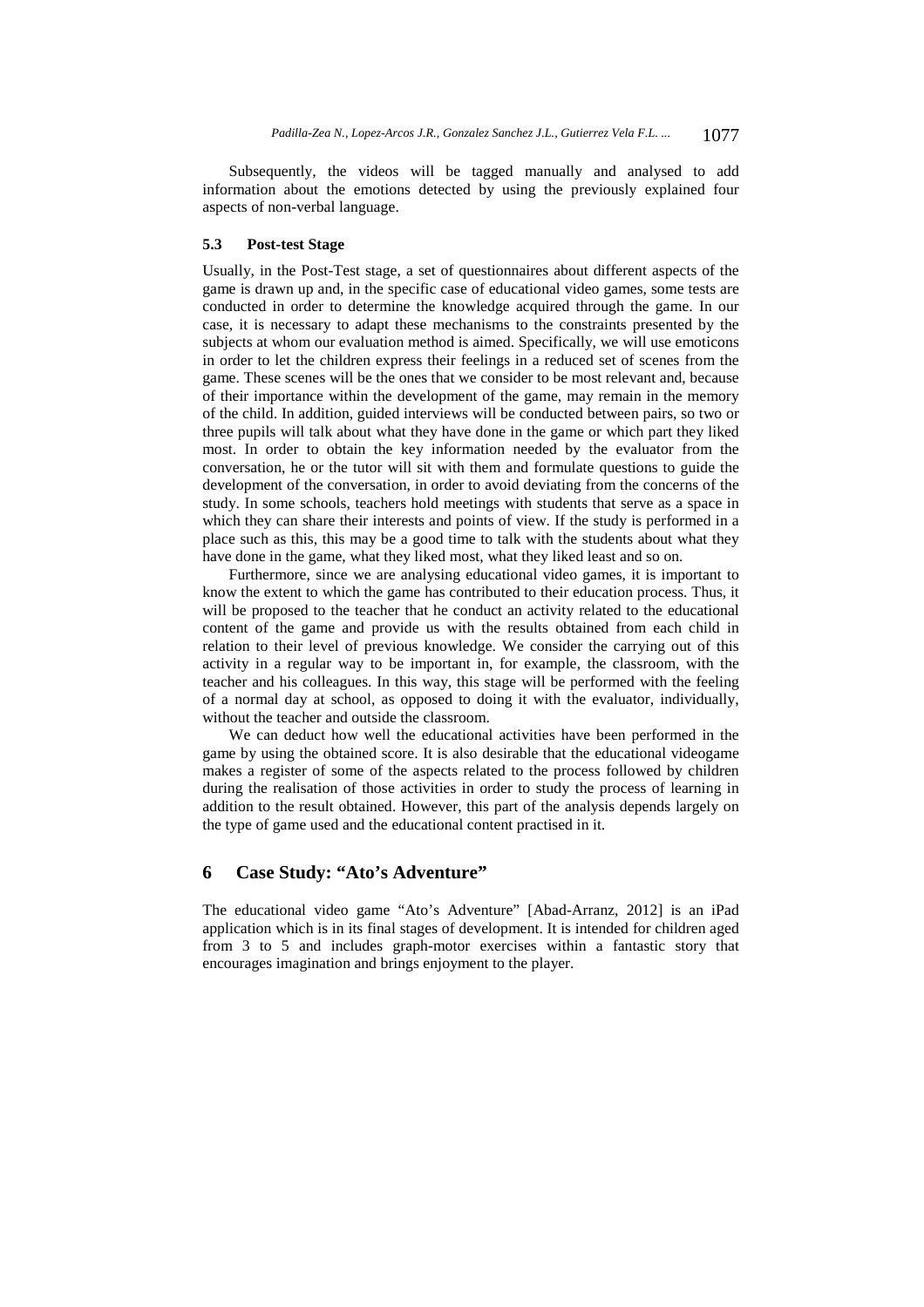Subsequently, the videos will be tagged manually and analysed to add information about the emotions detected by using the previously explained four aspects of non-verbal language.

### 5.3 Post-test Stage

Usually, in the Post-Test stage, a set of questionnaires about different aspects of the game is drawn up and, in the specific case of educational video games, some tests are conducted in order to determine the knowledge acquired through the game. In our case, it is necessary to adapt these mechanisms to the constraints presented by the subjects at whom our evaluation method is aimed. Specifically, we will use emoticons in order to let the children express their feelings in a reduced set of scenes from the game. These scenes will be the ones that we consider to be most relevant and, because of their importance within the development of the game, may remain in the memory of the child. In addition, guided interviews will be conducted between pairs, so two or three pupils will talk about what they have done in the game or which part they liked most. In order to obtain the key information needed by the evaluator from the conversation, he or the tutor will sit with them and formulate questions to guide the development of the conversation, in order to avoid deviating from the concerns of the study. In some schools, teachers hold meetings with students that serve as a space in which they can share their interests and points of view. If the study is performed in a place such as this, this may be a good time to talk with the students about what they have done in the game, what they liked most, what they liked least and so on.

Furthermore, since we are analysing educational video games, it is important to know the extent to which the game has contributed to their education process. Thus, it will be proposed to the teacher that he conduct an activity related to the educational content of the game and provide us with the results obtained from each child in relation to their level of previous knowledge. We consider the carrying out of this activity in a regular way to be important in, for example, the classroom, with the teacher and his colleagues. In this way, this stage will be performed with the feeling of a normal day at school, as opposed to doing it with the evaluator, individually, without the teacher and outside the classroom.

We can deduct how well the educational activities have been performed in the game by using the obtained score. It is also desirable that the educational videogame makes a register of some of the aspects related to the process followed by children during the realisation of those activities in order to study the process of learning in addition to the result obtained. However, this part of the analysis depends largely on the type of game used and the educational content practised in it.

## 6 Case Study: "Ato's Adventure"

The educational video game "Ato's Adventure" [Abad-Arranz, 2012] is an iPad application which is in its final stages of development. It is intended for children aged from 3 to 5 and includes graph-motor exercises within a fantastic story that encourages imagination and brings enjoyment to the player.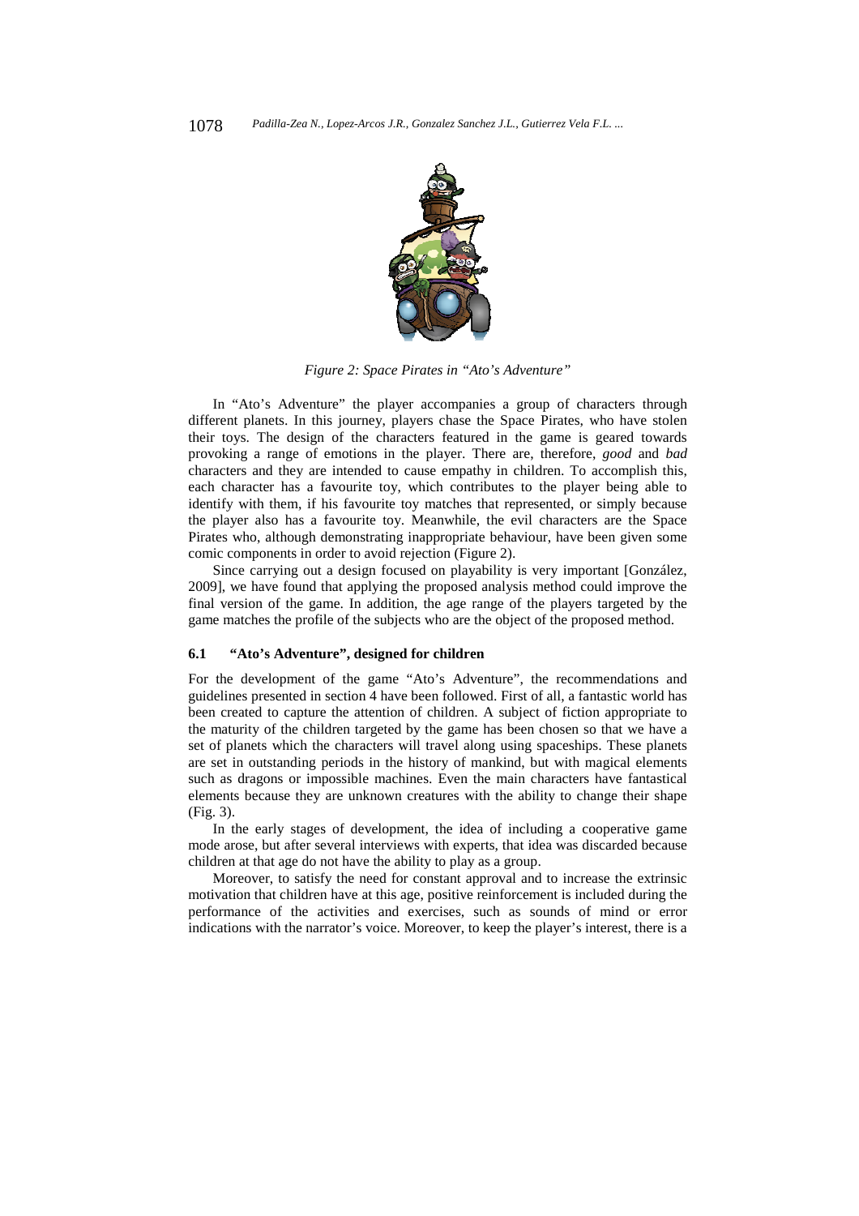*Figure 2: Space Pirates in "Ato's Adventure"*

In "Ato's Adventure" the player accompanies a group of characters through different planets. In this journey, players chase the Space Pirates, who have stolen their toys. The design of the characters featured in the game is geared towards provoking a range of emotions in the player. There are, therefore, *good* and *bad* characters and they are intended to cause empathy in children. To accomplish this, each character has a favourite toy, which contributes to the player being able to identify with them, if his favourite toy matches that represented, or simply because the player also has a favourite toy. Meanwhile, the evil characters are the Space Pirates who, although demonstrating inappropriate behaviour, have been given some comic components in order to avoid rejection (Figure 2).

Since carrying out a design focused on playability is very important [González, 2009], we have found that applying the proposed analysis method could improve the final version of the game. In addition, the age range of the players targeted by the game matches the profile of the subjects who are the object of the proposed method.

### 6.1 "Ato's Adventure", designed for children

For the development of the game "Ato's Adventure", the recommendations and guidelines presented in section 4 have been followed. First of all, a fantastic world has been created to capture the attention of children. A subject of fiction appropriate to the maturity of the children targeted by the game has been chosen so that we have a set of planets which the characters will travel along using spaceships. These planets are set in outstanding periods in the history of mankind, but with magical elements such as dragons or impossible machines. Even the main characters have fantastical elements because they are unknown creatures with the ability to change their shape (Fig. 3).

In the early stages of development, the idea of including a cooperative game mode arose, but after several interviews with experts, that idea was discarded because children at that age do not have the ability to play as a group.

Moreover, to satisfy the need for constant approval and to increase the extrinsic motivation that children have at this age, positive reinforcement is included during the performance of the activities and exercises, such as sounds of mind or error indications with the narrator's voice. Moreover, to keep the player's interest, there is a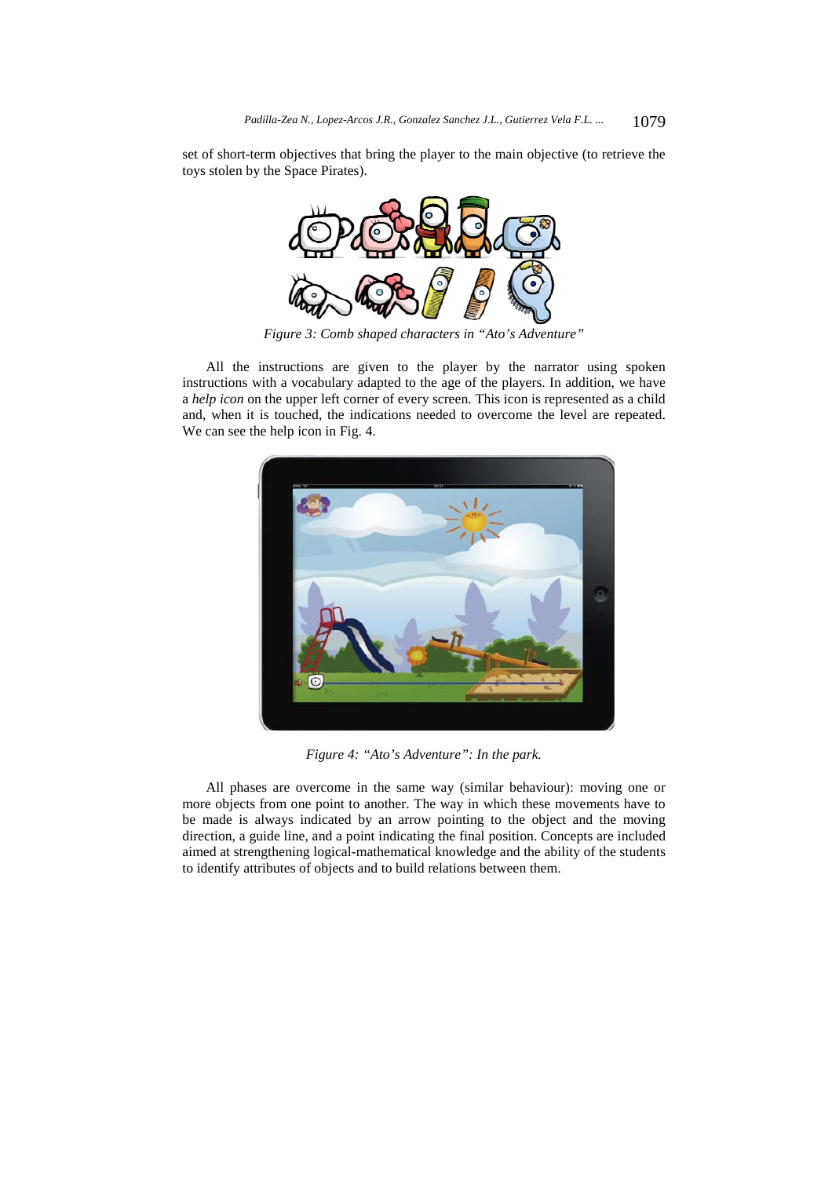set of short-term objectives that bring the player to the main objective (to retrieve the toys stolen by the Space Pirates).

*Figure 3: Comb shaped characters in "Ato's Adventure"*

All the instructions are given to the player by the narrator using spoken instructions with a vocabulary adapted to the age of the players. In addition, we have a *help icon* on the upper left corner of every screen. This icon is represented as a child and, when it is touched, the indications needed to overcome the level are repeated. We can see the help icon in Fig. 4.

*Figure 4: "Ato's Adventure": In the park.*

All phases are overcome in the same way (similar behaviour): moving one or more objects from one point to another. The way in which these movements have to be made is always indicated by an arrow pointing to the object and the moving direction, a guide line, and a point indicating the final position. Concepts are included aimed at strengthening logical-mathematical knowledge and the ability of the students to identify attributes of objects and to build relations between them.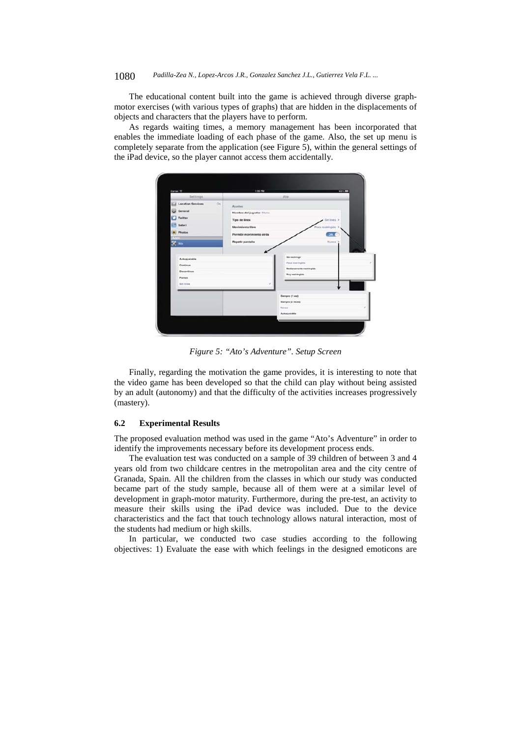The educational content built into the game is achieved through diverse graph-motor exercises (with various types of graphs) that are hidden in the displacements of objects and characters that the players have to perform.

As regards waiting times, a memory management has been incorporated that enables the immediate loading of each phase of the game. Also, the set up menu is completely separate from the application (see Figure 5), within the general settings of the iPad device, so the player cannot access them accidentally.

*Figure 5: "Ato's Adventure". Setup Screen*

Finally, regarding the motivation the game provides, it is interesting to note that the video game has been developed so that the child can play without being assisted by an adult (autonomy) and that the difficulty of the activities increases progressively (mastery).

### 6.2 Experimental Results

The proposed evaluation method was used in the game "Ato's Adventure" in order to identify the improvements necessary before its development process ends.

The evaluation test was conducted on a sample of 39 children of between 3 and 4 years old from two childcare centres in the metropolitan area and the city centre of Granada, Spain. All the children from the classes in which our study was conducted became part of the study sample, because all of them were at a similar level of development in graph-motor maturity. Furthermore, during the pre-test, an activity to measure their skills using the iPad device was included. Due to the device characteristics and the fact that touch technology allows natural interaction, most of the students had medium or high skills.

In particular, we conducted two case studies according to the following objectives: 1) Evaluate the ease with which feelings in the designed emoticons are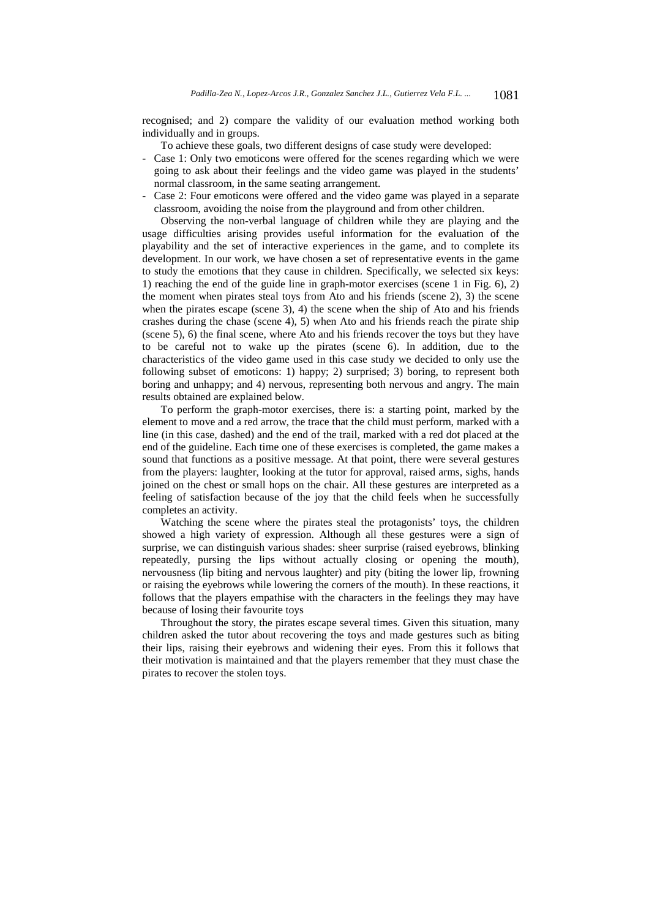recognised; and 2) compare the validity of our evaluation method working both individually and in groups.

To achieve these goals, two different designs of case study were developed:

- Case 1: Only two emoticons were offered for the scenes regarding which we were going to ask about their feelings and the video game was played in the students' normal classroom, in the same seating arrangement.
- Case 2: Four emoticons were offered and the video game was played in a separate classroom, avoiding the noise from the playground and from other children.

Observing the non-verbal language of children while they are playing and the usage difficulties arising provides useful information for the evaluation of the playability and the set of interactive experiences in the game, and to complete its development. In our work, we have chosen a set of representative events in the game to study the emotions that they cause in children. Specifically, we selected six keys: 1) reaching the end of the guide line in graph-motor exercises (scene 1 in Fig. 6), 2) the moment when pirates steal toys from Ato and his friends (scene 2), 3) the scene when the pirates escape (scene 3), 4) the scene when the ship of Ato and his friends crashes during the chase (scene 4), 5) when Ato and his friends reach the pirate ship (scene 5), 6) the final scene, where Ato and his friends recover the toys but they have to be careful not to wake up the pirates (scene 6). In addition, due to the characteristics of the video game used in this case study we decided to only use the following subset of emoticons: 1) happy; 2) surprised; 3) boring, to represent both boring and unhappy; and 4) nervous, representing both nervous and angry. The main results obtained are explained below.

To perform the graph-motor exercises, there is: a starting point, marked by the element to move and a red arrow, the trace that the child must perform, marked with a line (in this case, dashed) and the end of the trail, marked with a red dot placed at the end of the guideline. Each time one of these exercises is completed, the game makes a sound that functions as a positive message. At that point, there were several gestures from the players: laughter, looking at the tutor for approval, raised arms, sighs, hands joined on the chest or small hops on the chair. All these gestures are interpreted as a feeling of satisfaction because of the joy that the child feels when he successfully completes an activity.

Watching the scene where the pirates steal the protagonists' toys, the children showed a high variety of expression. Although all these gestures were a sign of surprise, we can distinguish various shades: sheer surprise (raised eyebrows, blinking repeatedly, pursing the lips without actually closing or opening the mouth), nervousness (lip biting and nervous laughter) and pity (biting the lower lip, frowning or raising the eyebrows while lowering the corners of the mouth). In these reactions, it follows that the players empathise with the characters in the feelings they may have because of losing their favourite toys

Throughout the story, the pirates escape several times. Given this situation, many children asked the tutor about recovering the toys and made gestures such as biting their lips, raising their eyebrows and widening their eyes. From this it follows that their motivation is maintained and that the players remember that they must chase the pirates to recover the stolen toys.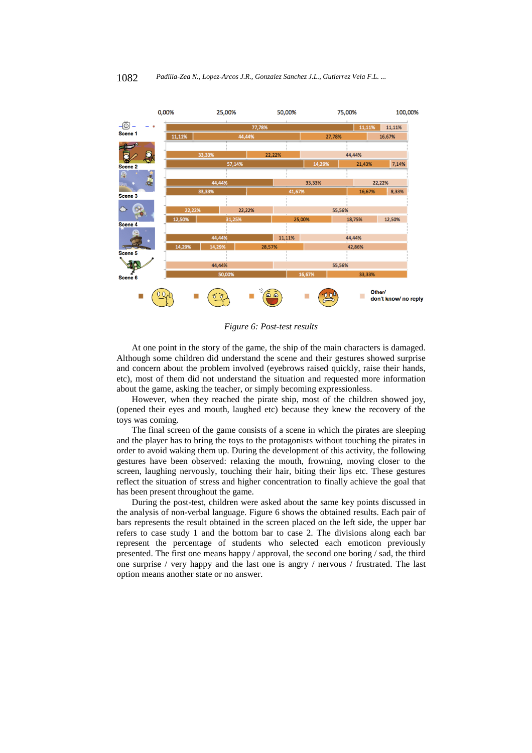*Figure 6: Post-test results*

At one point in the story of the game, the ship of the main characters is damaged. Although some children did understand the scene and their gestures showed surprise and concern about the problem involved (eyebrows raised quickly, raise their hands, etc), most of them did not understand the situation and requested more information about the game, asking the teacher, or simply becoming expressionless.

However, when they reached the pirate ship, most of the children showed joy, (opened their eyes and mouth, laughed etc) because they knew the recovery of the toys was coming.

The final screen of the game consists of a scene in which the pirates are sleeping and the player has to bring the toys to the protagonists without touching the pirates in order to avoid waking them up. During the development of this activity, the following gestures have been observed: relaxing the mouth, frowning, moving closer to the screen, laughing nervously, touching their hair, biting their lips etc. These gestures reflect the situation of stress and higher concentration to finally achieve the goal that has been present throughout the game.

During the post-test, children were asked about the same key points discussed in the analysis of non-verbal language. Figure 6 shows the obtained results. Each pair of bars represents the result obtained in the screen placed on the left side, the upper bar refers to case study 1 and the bottom bar to case 2. The divisions along each bar represent the percentage of students who selected each emoticon previously presented. The first one means happy / approval, the second one boring / sad, the third one surprise / very happy and the last one is angry / nervous / frustrated. The last option means another state or no answer.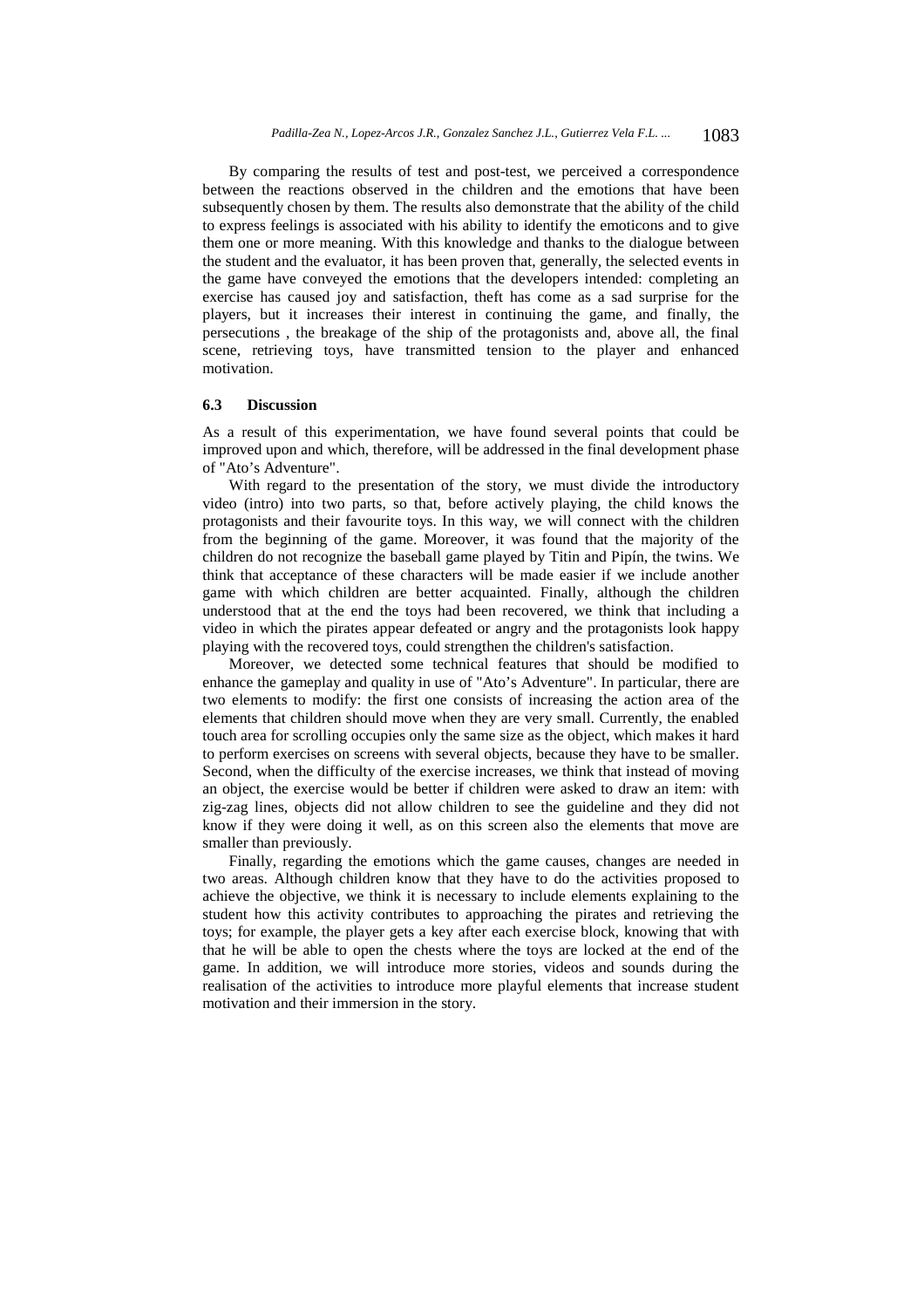By comparing the results of test and post-test, we perceived a correspondence between the reactions observed in the children and the emotions that have been subsequently chosen by them. The results also demonstrate that the ability of the child to express feelings is associated with his ability to identify the emoticons and to give them one or more meaning. With this knowledge and thanks to the dialogue between the student and the evaluator, it has been proven that, generally, the selected events in the game have conveyed the emotions that the developers intended: completing an exercise has caused joy and satisfaction, theft has come as a sad surprise for the players, but it increases their interest in continuing the game, and finally, the persecutions , the breakage of the ship of the protagonists and, above all, the final scene, retrieving toys, have transmitted tension to the player and enhanced motivation.

### 6.3 Discussion

As a result of this experimentation, we have found several points that could be improved upon and which, therefore, will be addressed in the final development phase of "Ato's Adventure".

With regard to the presentation of the story, we must divide the introductory video (intro) into two parts, so that, before actively playing, the child knows the protagonists and their favourite toys. In this way, we will connect with the children from the beginning of the game. Moreover, it was found that the majority of the children do not recognize the baseball game played by Titin and Pipín, the twins. We think that acceptance of these characters will be made easier if we include another game with which children are better acquainted. Finally, although the children understood that at the end the toys had been recovered, we think that including a video in which the pirates appear defeated or angry and the protagonists look happy playing with the recovered toys, could strengthen the children's satisfaction.

Moreover, we detected some technical features that should be modified to enhance the gameplay and quality in use of "Ato's Adventure". In particular, there are two elements to modify: the first one consists of increasing the action area of the elements that children should move when they are very small. Currently, the enabled touch area for scrolling occupies only the same size as the object, which makes it hard to perform exercises on screens with several objects, because they have to be smaller. Second, when the difficulty of the exercise increases, we think that instead of moving an object, the exercise would be better if children were asked to draw an item: with zig-zag lines, objects did not allow children to see the guideline and they did not know if they were doing it well, as on this screen also the elements that move are smaller than previously.

Finally, regarding the emotions which the game causes, changes are needed in two areas. Although children know that they have to do the activities proposed to achieve the objective, we think it is necessary to include elements explaining to the student how this activity contributes to approaching the pirates and retrieving the toys; for example, the player gets a key after each exercise block, knowing that with that he will be able to open the chests where the toys are locked at the end of the game. In addition, we will introduce more stories, videos and sounds during the realisation of the activities to introduce more playful elements that increase student motivation and their immersion in the story.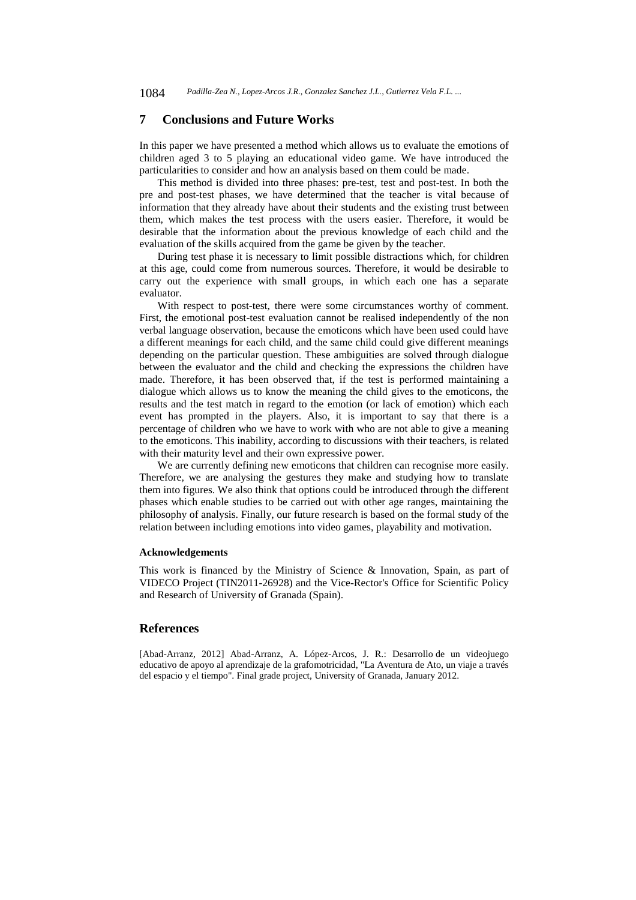## 7 Conclusions and Future Works

In this paper we have presented a method which allows us to evaluate the emotions of children aged 3 to 5 playing an educational video game. We have introduced the particularities to consider and how an analysis based on them could be made.

This method is divided into three phases: pre-test, test and post-test. In both the pre and post-test phases, we have determined that the teacher is vital because of information that they already have about their students and the existing trust between them, which makes the test process with the users easier. Therefore, it would be desirable that the information about the previous knowledge of each child and the evaluation of the skills acquired from the game be given by the teacher.

During test phase it is necessary to limit possible distractions which, for children at this age, could come from numerous sources. Therefore, it would be desirable to carry out the experience with small groups, in which each one has a separate evaluator.

With respect to post-test, there were some circumstances worthy of comment. First, the emotional post-test evaluation cannot be realised independently of the non verbal language observation, because the emoticons which have been used could have a different meanings for each child, and the same child could give different meanings depending on the particular question. These ambiguities are solved through dialogue between the evaluator and the child and checking the expressions the children have made. Therefore, it has been observed that, if the test is performed maintaining a dialogue which allows us to know the meaning the child gives to the emoticons, the results and the test match in regard to the emotion (or lack of emotion) which each event has prompted in the players. Also, it is important to say that there is a percentage of children who we have to work with who are not able to give a meaning to the emoticons. This inability, according to discussions with their teachers, is related with their maturity level and their own expressive power.

We are currently defining new emoticons that children can recognise more easily. Therefore, we are analysing the gestures they make and studying how to translate them into figures. We also think that options could be introduced through the different phases which enable studies to be carried out with other age ranges, maintaining the philosophy of analysis. Finally, our future research is based on the formal study of the relation between including emotions into video games, playability and motivation.

### Acknowledgements

This work is financed by the Ministry of Science & Innovation, Spain, as part of VIDECO Project (TIN2011-26928) and the Vice-Rector's Office for Scientific Policy and Research of University of Granada (Spain).

## References

[Abad-Arranz, 2012] Abad-Arranz, A. López-Arcos, J. R.: Desarrollo de un videojuego educativo de apoyo al aprendizaje de la grafomotricidad, "La Aventura de Ato, un viaje a través del espacio y el tiempo". Final grade project, University of Granada, January 2012.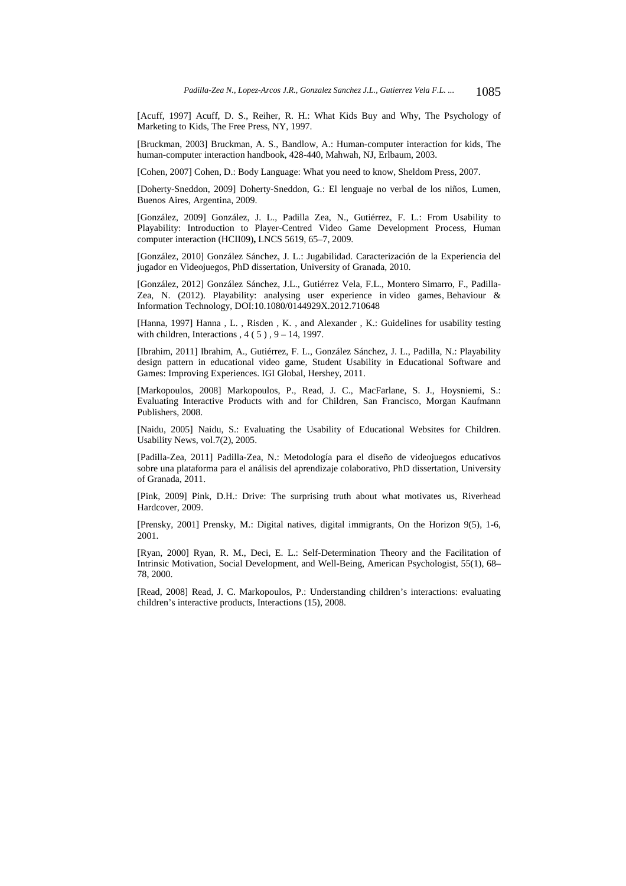[Acuff, 1997] Acuff, D. S., Reiher, R. H.: What Kids Buy and Why, The Psychology of Marketing to Kids, The Free Press, NY, 1997.

[Bruckman, 2003] Bruckman, A. S., Bandlow, A.: Human-computer interaction for kids, The human-computer interaction handbook, 428-440, Mahwah, NJ, Erlbaum, 2003.

[Cohen, 2007] Cohen, D.: Body Language: What you need to know, Sheldom Press, 2007.

[Doherty-Sneddon, 2009] Doherty-Sneddon, G.: El lenguaje no verbal de los niños, Lumen, Buenos Aires, Argentina, 2009.

[González, 2009] González, J. L., Padilla Zea, N., Gutiérrez, F. L.: From Usability to Playability: Introduction to Player-Centred Video Game Development Process, Human computer interaction (HCII09), LNCS 5619, 65–7, 2009.

[González, 2010] González Sánchez, J. L.: Jugabilidad. Caracterización de la Experiencia del jugador en Videojuegos, PhD dissertation, University of Granada, 2010.

[González, 2012] González Sánchez, J.L., Gutiérrez Vela, F.L., Montero Simarro, F., Padilla-Zea, N. (2012). Playability: analysing user experience in video games, Behaviour & Information Technology, DOI:10.1080/0144929X.2012.710648

[Hanna, 1997] Hanna , L. , Risden , K. , and Alexander , K.: Guidelines for usability testing with children, Interactions , 4 ( 5 ) , 9 – 14, 1997.

[Ibrahim, 2011] Ibrahim, A., Gutiérrez, F. L., González Sánchez, J. L., Padilla, N.: Playability design pattern in educational video game, Student Usability in Educational Software and Games: Improving Experiences. IGI Global, Hershey, 2011.

[Markopoulos, 2008] Markopoulos, P., Read, J. C., MacFarlane, S. J., Hoysniemi, S.: Evaluating Interactive Products with and for Children, San Francisco, Morgan Kaufmann Publishers, 2008.

[Naidu, 2005] Naidu, S.: Evaluating the Usability of Educational Websites for Children. Usability News, vol.7(2), 2005.

[Padilla-Zea, 2011] Padilla-Zea, N.: Metodología para el diseño de videojuegos educativos sobre una plataforma para el análisis del aprendizaje colaborativo, PhD dissertation, University of Granada, 2011.

[Pink, 2009] Pink, D.H.: Drive: The surprising truth about what motivates us, Riverhead Hardcover, 2009.

[Prensky, 2001] Prensky, M.: Digital natives, digital immigrants, On the Horizon 9(5), 1-6, 2001.

[Ryan, 2000] Ryan, R. M., Deci, E. L.: Self-Determination Theory and the Facilitation of Intrinsic Motivation, Social Development, and Well-Being, American Psychologist, 55(1), 68–78, 2000.

[Read, 2008] Read, J. C. Markopoulos, P.: Understanding children's interactions: evaluating children's interactive products, Interactions (15), 2008.